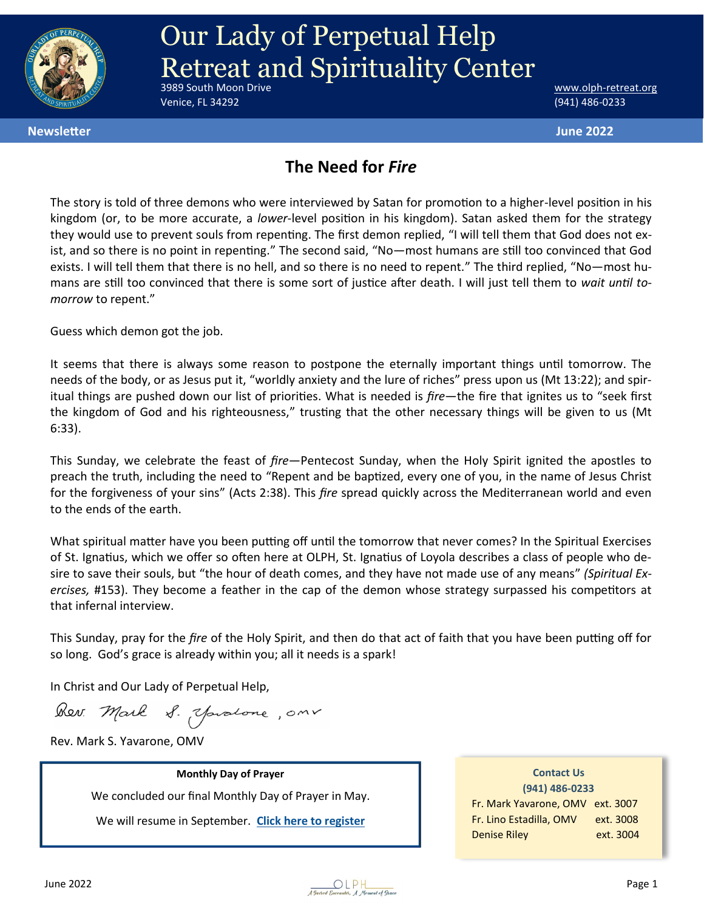// Our Lady of Perpetual Help Retreat and Spirituality Center

# Our Lady of Perpetual Help Retreat and Spirituality Center

3989 South Moon Drive
Venice, FL 34292

www.olph-retreat.org
(941) 486-0233

**Newsletter** **June 2022**

## The Need for *Fire*

The story is told of three demons who were interviewed by Satan for promotion to a higher-level position in his kingdom (or, to be more accurate, a *lower*-level position in his kingdom). Satan asked them for the strategy they would use to prevent souls from repenting. The first demon replied, "I will tell them that God does not exist, and so there is no point in repenting." The second said, "No—most humans are still too convinced that God exists. I will tell them that there is no hell, and so there is no need to repent." The third replied, "No—most humans are still too convinced that there is some sort of justice after death. I will just tell them to *wait until tomorrow* to repent."

Guess which demon got the job.

It seems that there is always some reason to postpone the eternally important things until tomorrow. The needs of the body, or as Jesus put it, "worldly anxiety and the lure of riches" press upon us (Mt 13:22); and spiritual things are pushed down our list of priorities. What is needed is *fire*—the fire that ignites us to "seek first the kingdom of God and his righteousness," trusting that the other necessary things will be given to us (Mt 6:33).

This Sunday, we celebrate the feast of *fire*—Pentecost Sunday, when the Holy Spirit ignited the apostles to preach the truth, including the need to "Repent and be baptized, every one of you, in the name of Jesus Christ for the forgiveness of your sins" (Acts 2:38). This *fire* spread quickly across the Mediterranean world and even to the ends of the earth.

What spiritual matter have you been putting off until the tomorrow that never comes? In the Spiritual Exercises of St. Ignatius, which we offer so often here at OLPH, St. Ignatius of Loyola describes a class of people who desire to save their souls, but "the hour of death comes, and they have not made use of any means" *(Spiritual Exercises,* #153). They become a feather in the cap of the demon whose strategy surpassed his competitors at that infernal interview.

This Sunday, pray for the *fire* of the Holy Spirit, and then do that act of faith that you have been putting off for so long. God's grace is already within you; all it needs is a spark!

In Christ and Our Lady of Perpetual Help,

Rev. Mark S. Yavarone, OMV

Rev. Mark S. Yavarone, OMV

**Monthly Day of Prayer**

We concluded our final Monthly Day of Prayer in May.

We will resume in September. **Click here to register**

**Contact Us**
**(941) 486-0233**

| | |
|---|---|
| Fr. Mark Yavarone, OMV | ext. 3007 |
| Fr. Lino Estadilla, OMV | ext. 3008 |
| Denise Riley | ext. 3004 |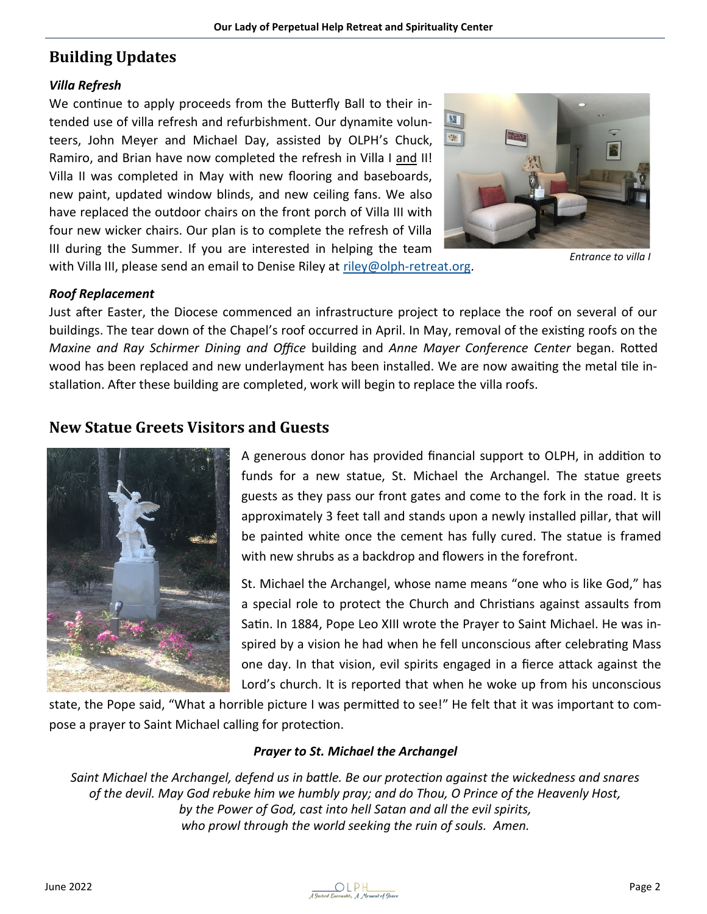## Building Updates

### *Villa Refresh*

We continue to apply proceeds from the Butterfly Ball to their intended use of villa refresh and refurbishment. Our dynamite volunteers, John Meyer and Michael Day, assisted by OLPH's Chuck, Ramiro, and Brian have now completed the refresh in Villa I and II! Villa II was completed in May with new flooring and baseboards, new paint, updated window blinds, and new ceiling fans. We also have replaced the outdoor chairs on the front porch of Villa III with four new wicker chairs. Our plan is to complete the refresh of Villa III during the Summer. If you are interested in helping the team with Villa III, please send an email to Denise Riley at riley@olph-retreat.org.

*Entrance to villa I*

### *Roof Replacement*

Just after Easter, the Diocese commenced an infrastructure project to replace the roof on several of our buildings. The tear down of the Chapel's roof occurred in April. In May, removal of the existing roofs on the *Maxine and Ray Schirmer Dining and Office* building and *Anne Mayer Conference Center* began. Rotted wood has been replaced and new underlayment has been installed. We are now awaiting the metal tile installation. After these building are completed, work will begin to replace the villa roofs.

## New Statue Greets Visitors and Guests

A generous donor has provided financial support to OLPH, in addition to funds for a new statue, St. Michael the Archangel. The statue greets guests as they pass our front gates and come to the fork in the road. It is approximately 3 feet tall and stands upon a newly installed pillar, that will be painted white once the cement has fully cured. The statue is framed with new shrubs as a backdrop and flowers in the forefront.

St. Michael the Archangel, whose name means "one who is like God," has a special role to protect the Church and Christians against assaults from Satin. In 1884, Pope Leo XIII wrote the Prayer to Saint Michael. He was inspired by a vision he had when he fell unconscious after celebrating Mass one day. In that vision, evil spirits engaged in a fierce attack against the Lord's church. It is reported that when he woke up from his unconscious state, the Pope said, "What a horrible picture I was permitted to see!" He felt that it was important to compose a prayer to Saint Michael calling for protection.

***Prayer to St. Michael the Archangel***

*Saint Michael the Archangel, defend us in battle. Be our protection against the wickedness and snares of the devil. May God rebuke him we humbly pray; and do Thou, O Prince of the Heavenly Host, by the Power of God, cast into hell Satan and all the evil spirits, who prowl through the world seeking the ruin of souls. Amen.*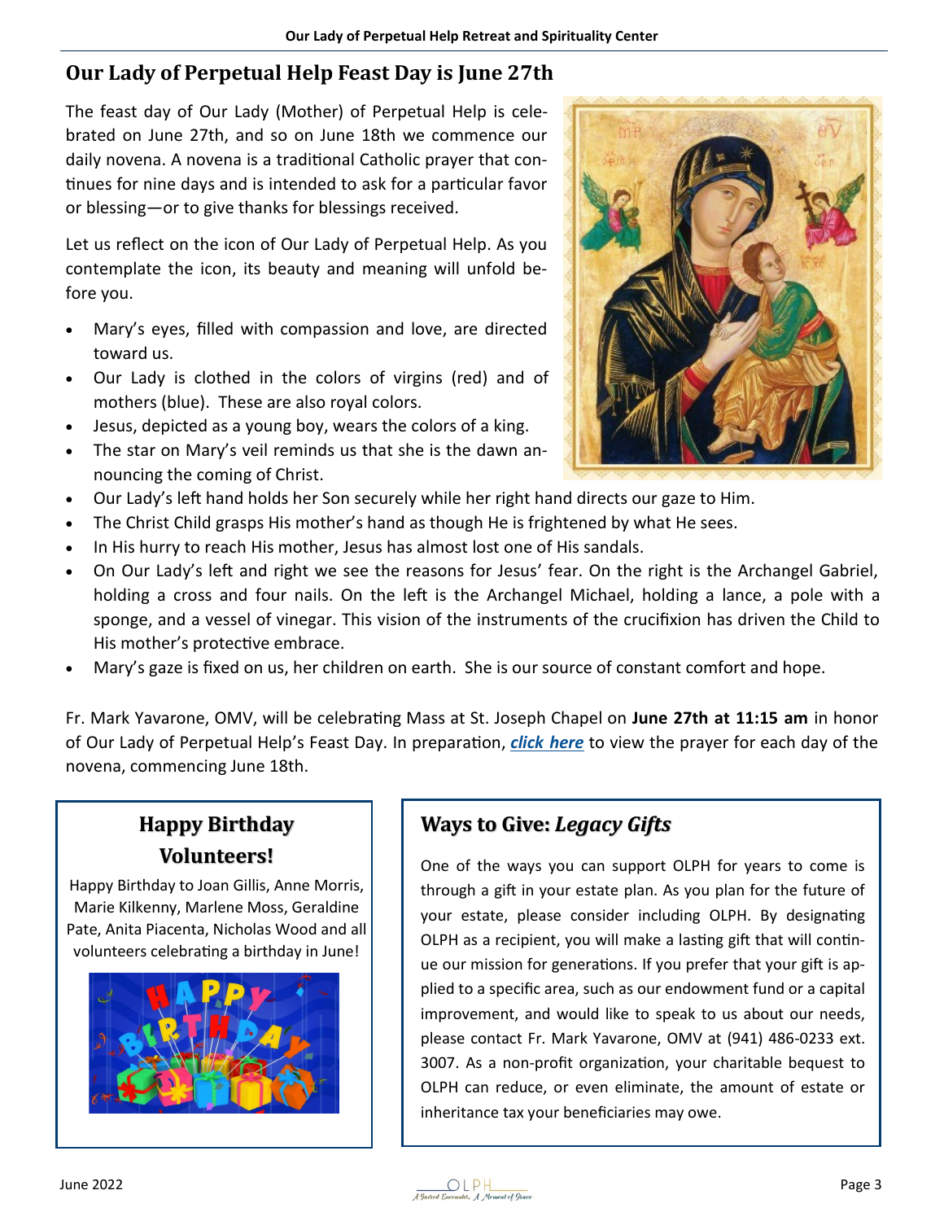## Our Lady of Perpetual Help Feast Day is June 27th

The feast day of Our Lady (Mother) of Perpetual Help is celebrated on June 27th, and so on June 18th we commence our daily novena. A novena is a traditional Catholic prayer that continues for nine days and is intended to ask for a particular favor or blessing—or to give thanks for blessings received.

Let us reflect on the icon of Our Lady of Perpetual Help. As you contemplate the icon, its beauty and meaning will unfold before you.

- Mary's eyes, filled with compassion and love, are directed toward us.
- Our Lady is clothed in the colors of virgins (red) and of mothers (blue). These are also royal colors.
- Jesus, depicted as a young boy, wears the colors of a king.
- The star on Mary's veil reminds us that she is the dawn announcing the coming of Christ.
- Our Lady's left hand holds her Son securely while her right hand directs our gaze to Him.
- The Christ Child grasps His mother's hand as though He is frightened by what He sees.
- In His hurry to reach His mother, Jesus has almost lost one of His sandals.
- On Our Lady's left and right we see the reasons for Jesus' fear. On the right is the Archangel Gabriel, holding a cross and four nails. On the left is the Archangel Michael, holding a lance, a pole with a sponge, and a vessel of vinegar. This vision of the instruments of the crucifixion has driven the Child to His mother's protective embrace.
- Mary's gaze is fixed on us, her children on earth. She is our source of constant comfort and hope.

Fr. Mark Yavarone, OMV, will be celebrating Mass at St. Joseph Chapel on **June 27th at 11:15 am** in honor of Our Lady of Perpetual Help's Feast Day. In preparation, ***click here*** to view the prayer for each day of the novena, commencing June 18th.

## Happy Birthday Volunteers!

Happy Birthday to Joan Gillis, Anne Morris, Marie Kilkenny, Marlene Moss, Geraldine Pate, Anita Piacenta, Nicholas Wood and all volunteers celebrating a birthday in June!

## Ways to Give: *Legacy Gifts*

One of the ways you can support OLPH for years to come is through a gift in your estate plan. As you plan for the future of your estate, please consider including OLPH. By designating OLPH as a recipient, you will make a lasting gift that will continue our mission for generations. If you prefer that your gift is applied to a specific area, such as our endowment fund or a capital improvement, and would like to speak to us about our needs, please contact Fr. Mark Yavarone, OMV at (941) 486-0233 ext. 3007. As a non-profit organization, your charitable bequest to OLPH can reduce, or even eliminate, the amount of estate or inheritance tax your beneficiaries may owe.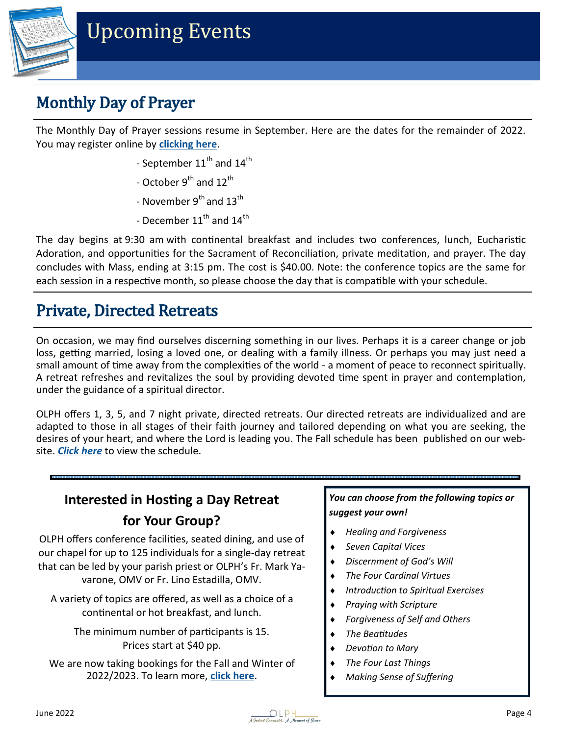# Upcoming Events

## Monthly Day of Prayer

The Monthly Day of Prayer sessions resume in September. Here are the dates for the remainder of 2022. You may register online by **clicking here**.

- September 11th and 14th
- October 9th and 12th
- November 9th and 13th
- December 11th and 14th

The day begins at 9:30 am with continental breakfast and includes two conferences, lunch, Eucharistic Adoration, and opportunities for the Sacrament of Reconciliation, private meditation, and prayer. The day concludes with Mass, ending at 3:15 pm. The cost is $40.00. Note: the conference topics are the same for each session in a respective month, so please choose the day that is compatible with your schedule.

## Private, Directed Retreats

On occasion, we may find ourselves discerning something in our lives. Perhaps it is a career change or job loss, getting married, losing a loved one, or dealing with a family illness. Or perhaps you may just need a small amount of time away from the complexities of the world - a moment of peace to reconnect spiritually. A retreat refreshes and revitalizes the soul by providing devoted time spent in prayer and contemplation, under the guidance of a spiritual director.

OLPH offers 1, 3, 5, and 7 night private, directed retreats. Our directed retreats are individualized and are adapted to those in all stages of their faith journey and tailored depending on what you are seeking, the desires of your heart, and where the Lord is leading you. The Fall schedule has been published on our website. ***Click here*** to view the schedule.

### Interested in Hosting a Day Retreat for Your Group?

OLPH offers conference facilities, seated dining, and use of our chapel for up to 125 individuals for a single-day retreat that can be led by your parish priest or OLPH's Fr. Mark Yavarone, OMV or Fr. Lino Estadilla, OMV.

A variety of topics are offered, as well as a choice of a continental or hot breakfast, and lunch.

The minimum number of participants is 15.
Prices start at $40 pp.

We are now taking bookings for the Fall and Winter of 2022/2023. To learn more, **click here**.

***You can choose from the following topics or suggest your own!***

- *Healing and Forgiveness*
- *Seven Capital Vices*
- *Discernment of God's Will*
- *The Four Cardinal Virtues*
- *Introduction to Spiritual Exercises*
- *Praying with Scripture*
- *Forgiveness of Self and Others*
- *The Beatitudes*
- *Devotion to Mary*
- *The Four Last Things*
- *Making Sense of Suffering*